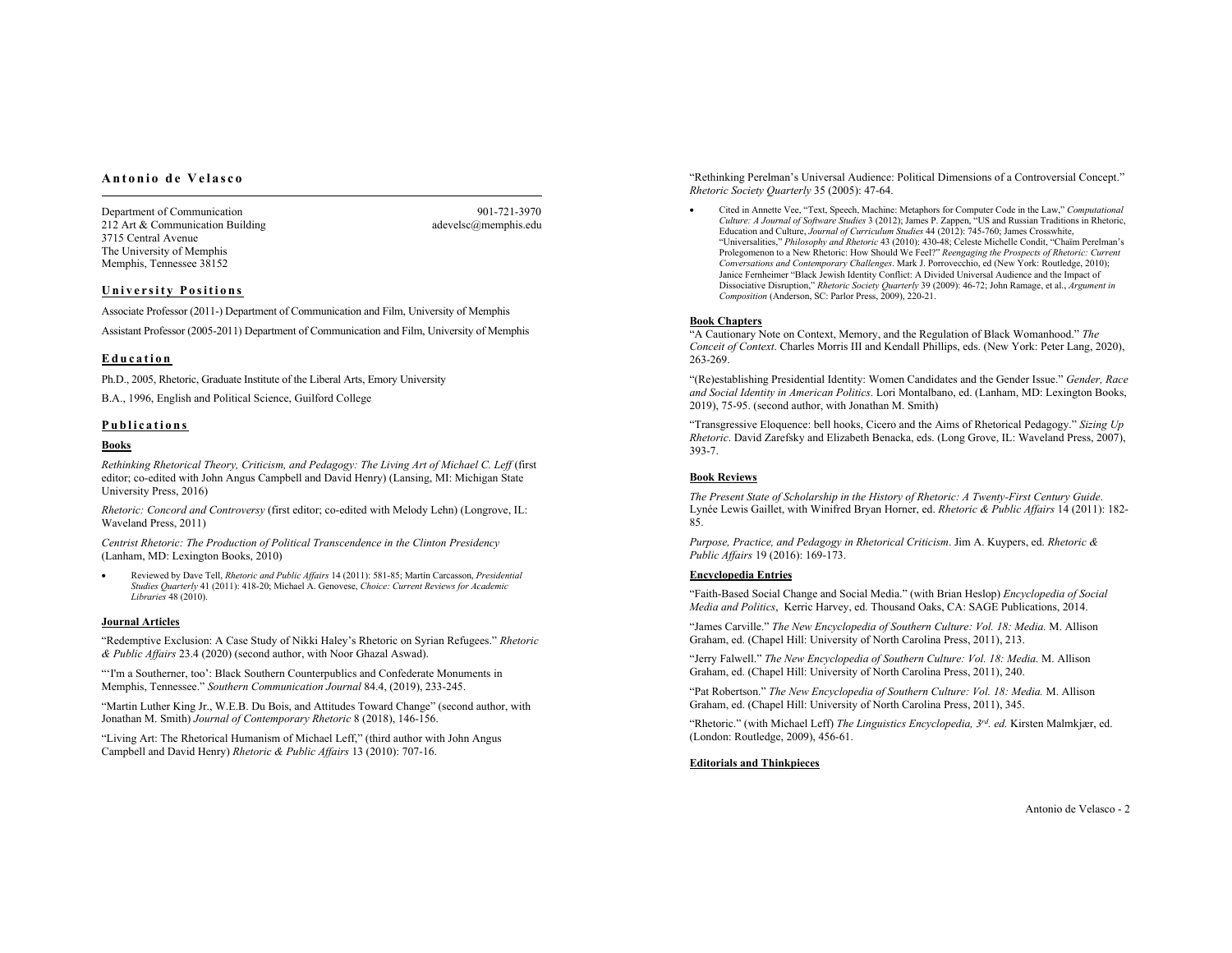# Antonio de Velasco

Department of Communication
212 Art & Communication Building
3715 Central Avenue
The University of Memphis
Memphis, Tennessee 38152

901-721-3970
adevelsc@memphis.edu

## University Positions

Associate Professor (2011-) Department of Communication and Film, University of Memphis

Assistant Professor (2005-2011) Department of Communication and Film, University of Memphis

## Education

Ph.D., 2005, Rhetoric, Graduate Institute of the Liberal Arts, Emory University

B.A., 1996, English and Political Science, Guilford College

## Publications

### Books

*Rethinking Rhetorical Theory, Criticism, and Pedagogy: The Living Art of Michael C. Leff* (first editor; co-edited with John Angus Campbell and David Henry) (Lansing, MI: Michigan State University Press, 2016)

*Rhetoric: Concord and Controversy* (first editor; co-edited with Melody Lehn) (Longrove, IL: Waveland Press, 2011)

*Centrist Rhetoric: The Production of Political Transcendence in the Clinton Presidency* (Lanham, MD: Lexington Books, 2010)

- Reviewed by Dave Tell, *Rhetoric and Public Affairs* 14 (2011): 581-85; Martin Carcasson, *Presidential Studies Quarterly* 41 (2011): 418-20; Michael A. Genovese, *Choice: Current Reviews for Academic Libraries* 48 (2010).

### Journal Articles

"Redemptive Exclusion: A Case Study of Nikki Haley's Rhetoric on Syrian Refugees." *Rhetoric & Public Affairs* 23.4 (2020) (second author, with Noor Ghazal Aswad).

"'I'm a Southerner, too': Black Southern Counterpublics and Confederate Monuments in Memphis, Tennessee." *Southern Communication Journal* 84.4, (2019), 233-245.

"Martin Luther King Jr., W.E.B. Du Bois, and Attitudes Toward Change" (second author, with Jonathan M. Smith) *Journal of Contemporary Rhetoric* 8 (2018), 146-156.

"Living Art: The Rhetorical Humanism of Michael Leff," (third author with John Angus Campbell and David Henry) *Rhetoric & Public Affairs* 13 (2010): 707-16.

"Rethinking Perelman's Universal Audience: Political Dimensions of a Controversial Concept." *Rhetoric Society Quarterly* 35 (2005): 47-64.

- Cited in Annette Vee, "Text, Speech, Machine: Metaphors for Computer Code in the Law," *Computational Culture: A Journal of Software Studies* 3 (2012); James P. Zappen, "US and Russian Traditions in Rhetoric, Education and Culture, *Journal of Curriculum Studies* 44 (2012): 745-760; James Crosswhite, "Universalities," *Philosophy and Rhetoric* 43 (2010): 430-48; Celeste Michelle Condit, "Chaïm Perelman's Prolegomenon to a New Rhetoric: How Should We Feel?" *Reengaging the Prospects of Rhetoric: Current Conversations and Contemporary Challenges*. Mark J. Porrovecchio, ed (New York: Routledge, 2010); Janice Fernheimer "Black Jewish Identity Conflict: A Divided Universal Audience and the Impact of Dissociative Disruption," *Rhetoric Society Quarterly* 39 (2009): 46-72; John Ramage, et al., *Argument in Composition* (Anderson, SC: Parlor Press, 2009), 220-21.

### Book Chapters

"A Cautionary Note on Context, Memory, and the Regulation of Black Womanhood." *The Conceit of Context*. Charles Morris III and Kendall Phillips, eds. (New York: Peter Lang, 2020), 263-269.

"(Re)establishing Presidential Identity: Women Candidates and the Gender Issue." *Gender, Race and Social Identity in American Politics*. Lori Montalbano, ed. (Lanham, MD: Lexington Books, 2019), 75-95. (second author, with Jonathan M. Smith)

"Transgressive Eloquence: bell hooks, Cicero and the Aims of Rhetorical Pedagogy." *Sizing Up Rhetoric*. David Zarefsky and Elizabeth Benacka, eds. (Long Grove, IL: Waveland Press, 2007), 393-7.

### Book Reviews

*The Present State of Scholarship in the History of Rhetoric: A Twenty-First Century Guide*. Lynée Lewis Gaillet, with Winifred Bryan Horner, ed. *Rhetoric & Public Affairs* 14 (2011): 182-85.

*Purpose, Practice, and Pedagogy in Rhetorical Criticism*. Jim A. Kuypers, ed. *Rhetoric & Public Affairs* 19 (2016): 169-173.

### Encyclopedia Entries

"Faith-Based Social Change and Social Media." (with Brian Heslop) *Encyclopedia of Social Media and Politics*, Kerric Harvey, ed. Thousand Oaks, CA: SAGE Publications, 2014.

"James Carville." *The New Encyclopedia of Southern Culture: Vol. 18: Media.* M. Allison Graham, ed. (Chapel Hill: University of North Carolina Press, 2011), 213.

"Jerry Falwell." *The New Encyclopedia of Southern Culture: Vol. 18: Media.* M. Allison Graham, ed. (Chapel Hill: University of North Carolina Press, 2011), 240.

"Pat Robertson." *The New Encyclopedia of Southern Culture: Vol. 18: Media.* M. Allison Graham, ed. (Chapel Hill: University of North Carolina Press, 2011), 345.

"Rhetoric." (with Michael Leff) *The Linguistics Encyclopedia, 3rd. ed.* Kirsten Malmkjær, ed. (London: Routledge, 2009), 456-61.

### Editorials and Thinkpieces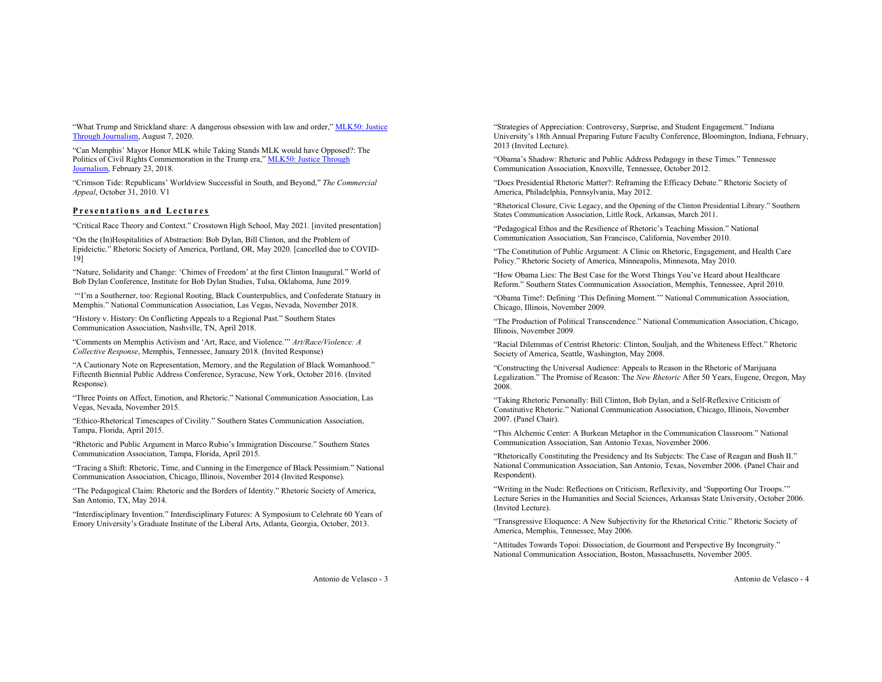"What Trump and Strickland share: A dangerous obsession with law and order," [MLK50: Justice Through Journalism](), August 7, 2020.

"Can Memphis' Mayor Honor MLK while Taking Stands MLK would have Opposed?: The Politics of Civil Rights Commemoration in the Trump era," [MLK50: Justice Through Journalism](), February 23, 2018.

"Crimson Tide: Republicans' Worldview Successful in South, and Beyond," *The Commercial Appeal*, October 31, 2010. V1

## Presentations and Lectures

"Critical Race Theory and Context." Crosstown High School, May 2021. [invited presentation]

"On the (In)Hospitalities of Abstraction: Bob Dylan, Bill Clinton, and the Problem of Epideictic." Rhetoric Society of America, Portland, OR, May 2020. [cancelled due to COVID-19]

"Nature, Solidarity and Change: 'Chimes of Freedom' at the first Clinton Inaugural." World of Bob Dylan Conference, Institute for Bob Dylan Studies, Tulsa, Oklahoma, June 2019.

"'I'm a Southerner, too: Regional Rooting, Black Counterpublics, and Confederate Statuary in Memphis." National Communication Association, Las Vegas, Nevada, November 2018.

"History v. History: On Conflicting Appeals to a Regional Past." Southern States Communication Association, Nashville, TN, April 2018.

"Comments on Memphis Activism and 'Art, Race, and Violence.'" *Art/Race/Violence: A Collective Response*, Memphis, Tennessee, January 2018. (Invited Response)

"A Cautionary Note on Representation, Memory, and the Regulation of Black Womanhood." Fifteenth Biennial Public Address Conference, Syracuse, New York, October 2016. (Invited Response).

"Three Points on Affect, Emotion, and Rhetoric." National Communication Association, Las Vegas, Nevada, November 2015.

"Ethico-Rhetorical Timescapes of Civility." Southern States Communication Association, Tampa, Florida, April 2015.

"Rhetoric and Public Argument in Marco Rubio's Immigration Discourse." Southern States Communication Association, Tampa, Florida, April 2015.

"Tracing a Shift: Rhetoric, Time, and Cunning in the Emergence of Black Pessimism." National Communication Association, Chicago, Illinois, November 2014 (Invited Response).

"The Pedagogical Claim: Rhetoric and the Borders of Identity." Rhetoric Society of America, San Antonio, TX, May 2014.

"Interdisciplinary Invention." Interdisciplinary Futures: A Symposium to Celebrate 60 Years of Emory University's Graduate Institute of the Liberal Arts, Atlanta, Georgia, October, 2013.

"Strategies of Appreciation: Controversy, Surprise, and Student Engagement." Indiana University's 18th Annual Preparing Future Faculty Conference, Bloomington, Indiana, February, 2013 (Invited Lecture).

"Obama's Shadow: Rhetoric and Public Address Pedagogy in these Times." Tennessee Communication Association, Knoxville, Tennessee, October 2012.

"Does Presidential Rhetoric Matter?: Reframing the Efficacy Debate." Rhetoric Society of America, Philadelphia, Pennsylvania, May 2012.

"Rhetorical Closure, Civic Legacy, and the Opening of the Clinton Presidential Library." Southern States Communication Association, Little Rock, Arkansas, March 2011.

"Pedagogical Ethos and the Resilience of Rhetoric's Teaching Mission." National Communication Association, San Francisco, California, November 2010.

"The Constitution of Public Argument: A Clinic on Rhetoric, Engagement, and Health Care Policy." Rhetoric Society of America, Minneapolis, Minnesota, May 2010.

"How Obama Lies: The Best Case for the Worst Things You've Heard about Healthcare Reform." Southern States Communication Association, Memphis, Tennessee, April 2010.

"Obama Time!: Defining 'This Defining Moment.'" National Communication Association, Chicago, Illinois, November 2009.

"The Production of Political Transcendence." National Communication Association, Chicago, Illinois, November 2009.

"Racial Dilemmas of Centrist Rhetoric: Clinton, Souljah, and the Whiteness Effect." Rhetoric Society of America, Seattle, Washington, May 2008.

"Constructing the Universal Audience: Appeals to Reason in the Rhetoric of Marijuana Legalization." The Promise of Reason: The *New Rhetoric* After 50 Years, Eugene, Oregon, May 2008.

"Taking Rhetoric Personally: Bill Clinton, Bob Dylan, and a Self-Reflexive Criticism of Constitutive Rhetoric." National Communication Association, Chicago, Illinois, November 2007. (Panel Chair).

"This Alchemic Center: A Burkean Metaphor in the Communication Classroom." National Communication Association, San Antonio Texas, November 2006.

"Rhetorically Constituting the Presidency and Its Subjects: The Case of Reagan and Bush II." National Communication Association, San Antonio, Texas, November 2006. (Panel Chair and Respondent).

"Writing in the Nude: Reflections on Criticism, Reflexivity, and 'Supporting Our Troops.'" Lecture Series in the Humanities and Social Sciences, Arkansas State University, October 2006. (Invited Lecture).

"Transgressive Eloquence: A New Subjectivity for the Rhetorical Critic." Rhetoric Society of America, Memphis, Tennessee, May 2006.

"Attitudes Towards Topoi: Dissociation, de Gourmont and Perspective By Incongruity." National Communication Association, Boston, Massachusetts, November 2005.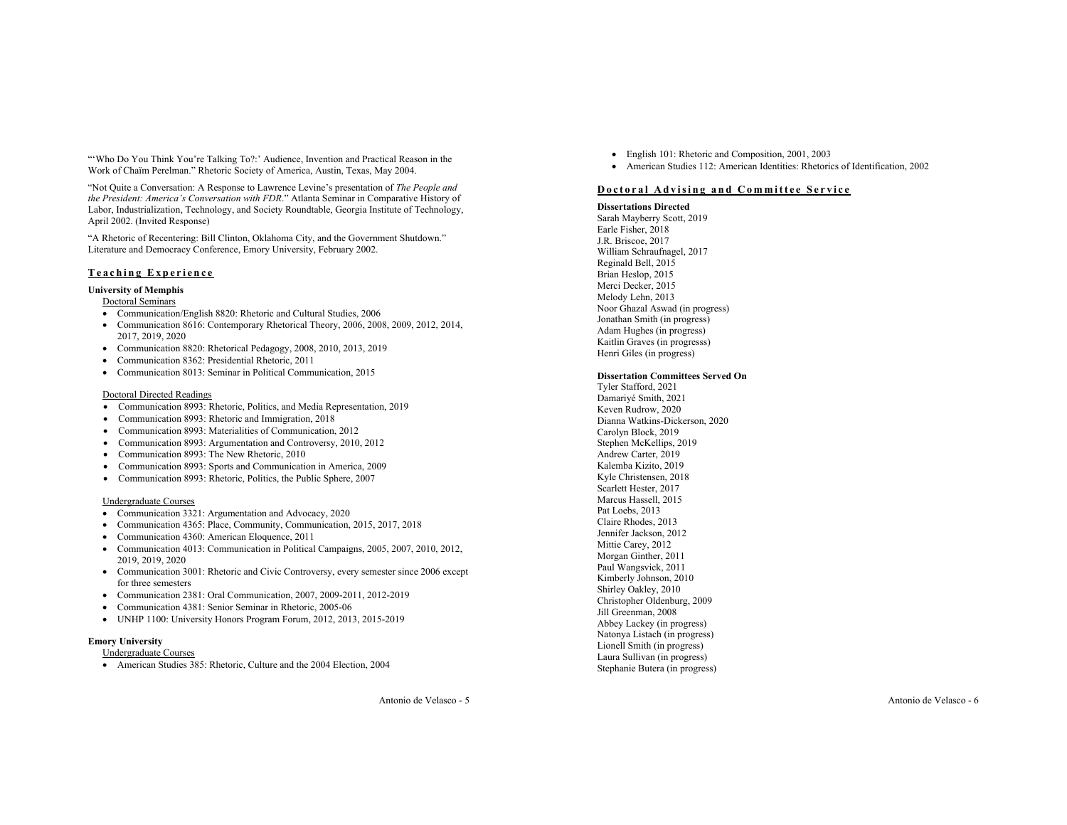"'Who Do You Think You're Talking To?:' Audience, Invention and Practical Reason in the Work of Chaïm Perelman." Rhetoric Society of America, Austin, Texas, May 2004.

"Not Quite a Conversation: A Response to Lawrence Levine's presentation of *The People and the President: America's Conversation with FDR*." Atlanta Seminar in Comparative History of Labor, Industrialization, Technology, and Society Roundtable, Georgia Institute of Technology, April 2002. (Invited Response)

"A Rhetoric of Recentering: Bill Clinton, Oklahoma City, and the Government Shutdown." Literature and Democracy Conference, Emory University, February 2002.

## Teaching Experience

**University of Memphis**

Doctoral Seminars

- Communication/English 8820: Rhetoric and Cultural Studies, 2006
- Communication 8616: Contemporary Rhetorical Theory, 2006, 2008, 2009, 2012, 2014, 2017, 2019, 2020
- Communication 8820: Rhetorical Pedagogy, 2008, 2010, 2013, 2019
- Communication 8362: Presidential Rhetoric, 2011
- Communication 8013: Seminar in Political Communication, 2015

Doctoral Directed Readings

- Communication 8993: Rhetoric, Politics, and Media Representation, 2019
- Communication 8993: Rhetoric and Immigration, 2018
- Communication 8993: Materialities of Communication, 2012
- Communication 8993: Argumentation and Controversy, 2010, 2012
- Communication 8993: The New Rhetoric, 2010
- Communication 8993: Sports and Communication in America, 2009
- Communication 8993: Rhetoric, Politics, the Public Sphere, 2007

Undergraduate Courses

- Communication 3321: Argumentation and Advocacy, 2020
- Communication 4365: Place, Community, Communication, 2015, 2017, 2018
- Communication 4360: American Eloquence, 2011
- Communication 4013: Communication in Political Campaigns, 2005, 2007, 2010, 2012, 2019, 2019, 2020
- Communication 3001: Rhetoric and Civic Controversy, every semester since 2006 except for three semesters
- Communication 2381: Oral Communication, 2007, 2009-2011, 2012-2019
- Communication 4381: Senior Seminar in Rhetoric, 2005-06
- UNHP 1100: University Honors Program Forum, 2012, 2013, 2015-2019

**Emory University**

Undergraduate Courses

- American Studies 385: Rhetoric, Culture and the 2004 Election, 2004
- English 101: Rhetoric and Composition, 2001, 2003
- American Studies 112: American Identities: Rhetorics of Identification, 2002

## Doctoral Advising and Committee Service

**Dissertations Directed**

Sarah Mayberry Scott, 2019
Earle Fisher, 2018
J.R. Briscoe, 2017
William Schraufnagel, 2017
Reginald Bell, 2015
Brian Heslop, 2015
Merci Decker, 2015
Melody Lehn, 2013
Noor Ghazal Aswad (in progress)
Jonathan Smith (in progress)
Adam Hughes (in progress)
Kaitlin Graves (in progresss)
Henri Giles (in progress)

**Dissertation Committees Served On**

Tyler Stafford, 2021
Damariyé Smith, 2021
Keven Rudrow, 2020
Dianna Watkins-Dickerson, 2020
Carolyn Block, 2019
Stephen McKellips, 2019
Andrew Carter, 2019
Kalemba Kizito, 2019
Kyle Christensen, 2018
Scarlett Hester, 2017
Marcus Hassell, 2015
Pat Loebs, 2013
Claire Rhodes, 2013
Jennifer Jackson, 2012
Mittie Carey, 2012
Morgan Ginther, 2011
Paul Wangsvick, 2011
Kimberly Johnson, 2010
Shirley Oakley, 2010
Christopher Oldenburg, 2009
Jill Greenman, 2008
Abbey Lackey (in progress)
Natonya Listach (in progress)
Lionell Smith (in progress)
Laura Sullivan (in progress)
Stephanie Butera (in progress)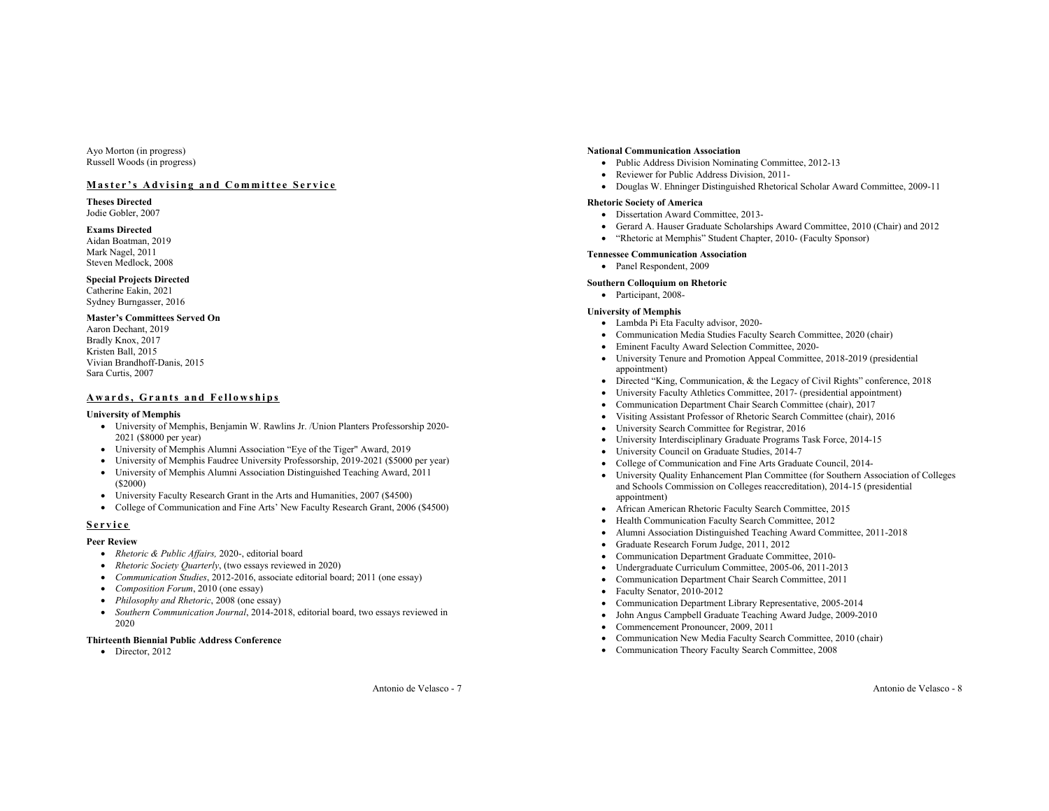Ayo Morton (in progress)
Russell Woods (in progress)

## Master's Advising and Committee Service

**Theses Directed**
Jodie Gobler, 2007

**Exams Directed**
Aidan Boatman, 2019
Mark Nagel, 2011
Steven Medlock, 2008

**Special Projects Directed**
Catherine Eakin, 2021
Sydney Burngasser, 2016

**Master's Committees Served On**
Aaron Dechant, 2019
Bradly Knox, 2017
Kristen Ball, 2015
Vivian Brandhoff-Danis, 2015
Sara Curtis, 2007

## Awards, Grants and Fellowships

**University of Memphis**

- University of Memphis, Benjamin W. Rawlins Jr. /Union Planters Professorship 2020-2021 ($8000 per year)
- University of Memphis Alumni Association "Eye of the Tiger" Award, 2019
- University of Memphis Faudree University Professorship, 2019-2021 ($5000 per year)
- University of Memphis Alumni Association Distinguished Teaching Award, 2011 ($2000)
- University Faculty Research Grant in the Arts and Humanities, 2007 ($4500)
- College of Communication and Fine Arts' New Faculty Research Grant, 2006 ($4500)

## Service

**Peer Review**

- *Rhetoric & Public Affairs,* 2020-, editorial board
- *Rhetoric Society Quarterly*, (two essays reviewed in 2020)
- *Communication Studies*, 2012-2016, associate editorial board; 2011 (one essay)
- *Composition Forum*, 2010 (one essay)
- *Philosophy and Rhetoric*, 2008 (one essay)
- *Southern Communication Journal*, 2014-2018, editorial board, two essays reviewed in 2020

**Thirteenth Biennial Public Address Conference**

- Director, 2012

**National Communication Association**

- Public Address Division Nominating Committee, 2012-13
- Reviewer for Public Address Division, 2011-
- Douglas W. Ehninger Distinguished Rhetorical Scholar Award Committee, 2009-11

**Rhetoric Society of America**

- Dissertation Award Committee, 2013-
- Gerard A. Hauser Graduate Scholarships Award Committee, 2010 (Chair) and 2012
- "Rhetoric at Memphis" Student Chapter, 2010- (Faculty Sponsor)

**Tennessee Communication Association**

- Panel Respondent, 2009

**Southern Colloquium on Rhetoric**

- Participant, 2008-

**University of Memphis**

- Lambda Pi Eta Faculty advisor, 2020-
- Communication Media Studies Faculty Search Committee, 2020 (chair)
- Eminent Faculty Award Selection Committee, 2020-
- University Tenure and Promotion Appeal Committee, 2018-2019 (presidential appointment)
- Directed "King, Communication, & the Legacy of Civil Rights" conference, 2018
- University Faculty Athletics Committee, 2017- (presidential appointment)
- Communication Department Chair Search Committee (chair), 2017
- Visiting Assistant Professor of Rhetoric Search Committee (chair), 2016
- University Search Committee for Registrar, 2016
- University Interdisciplinary Graduate Programs Task Force, 2014-15
- University Council on Graduate Studies, 2014-7
- College of Communication and Fine Arts Graduate Council, 2014-
- University Quality Enhancement Plan Committee (for Southern Association of Colleges and Schools Commission on Colleges reaccreditation), 2014-15 (presidential appointment)
- African American Rhetoric Faculty Search Committee, 2015
- Health Communication Faculty Search Committee, 2012
- Alumni Association Distinguished Teaching Award Committee, 2011-2018
- Graduate Research Forum Judge, 2011, 2012
- Communication Department Graduate Committee, 2010-
- Undergraduate Curriculum Committee, 2005-06, 2011-2013
- Communication Department Chair Search Committee, 2011
- Faculty Senator, 2010-2012
- Communication Department Library Representative, 2005-2014
- John Angus Campbell Graduate Teaching Award Judge, 2009-2010
- Commencement Pronouncer, 2009, 2011
- Communication New Media Faculty Search Committee, 2010 (chair)
- Communication Theory Faculty Search Committee, 2008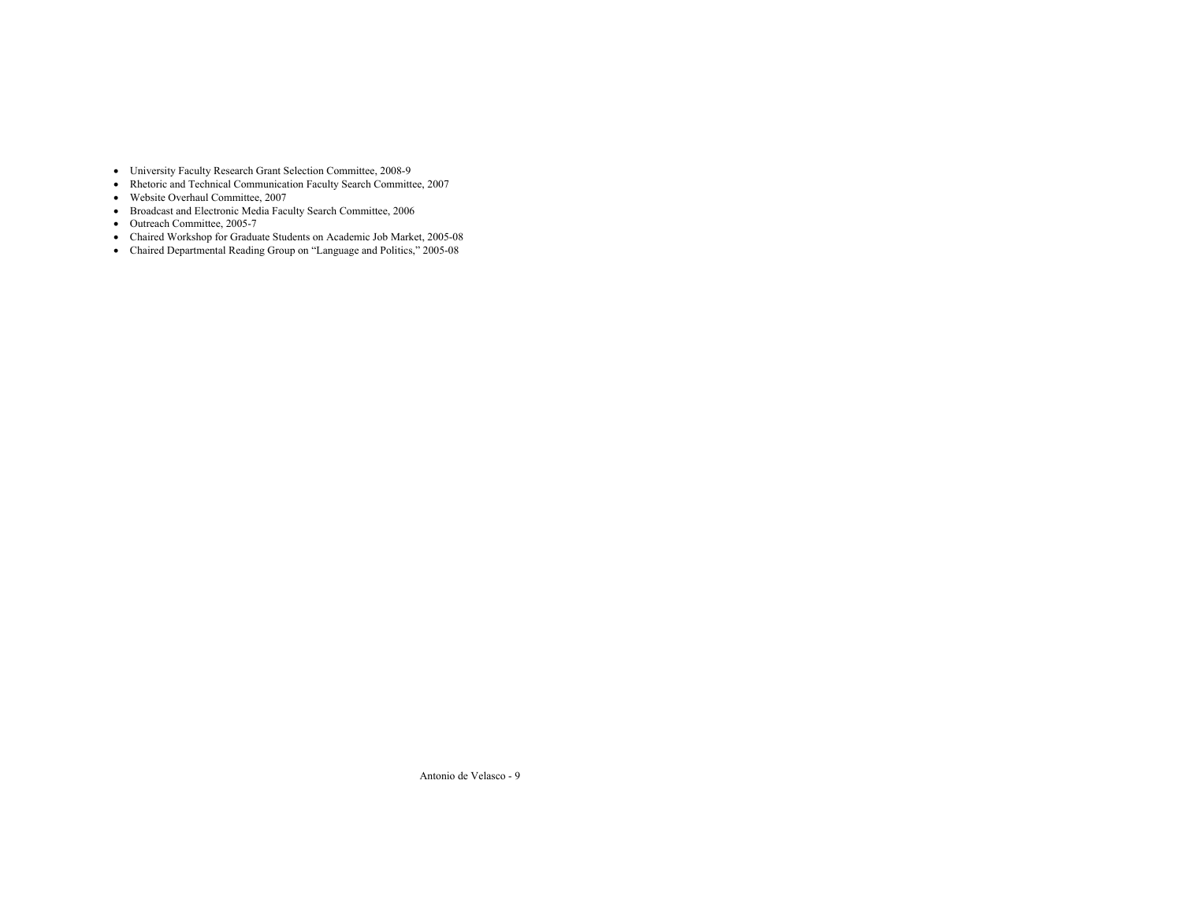- University Faculty Research Grant Selection Committee, 2008-9
- Rhetoric and Technical Communication Faculty Search Committee, 2007
- Website Overhaul Committee, 2007
- Broadcast and Electronic Media Faculty Search Committee, 2006
- Outreach Committee, 2005-7
- Chaired Workshop for Graduate Students on Academic Job Market, 2005-08
- Chaired Departmental Reading Group on "Language and Politics," 2005-08